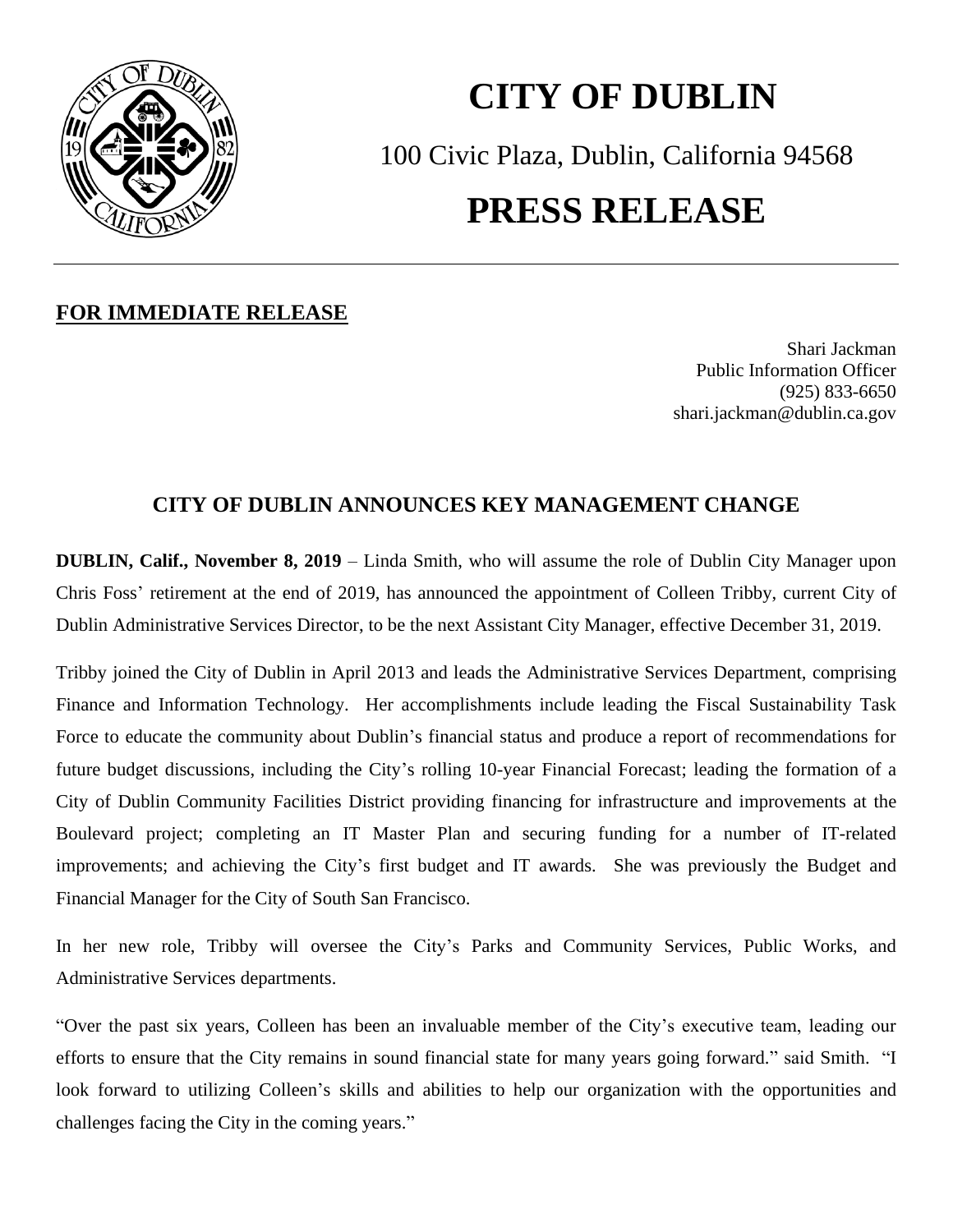# CITY OF DUBLIN

100 Civic Plaza, Dublin, California 94568

# PRESS RELEASE

**FOR IMMEDIATE RELEASE**

Shari Jackman
Public Information Officer
(925) 833-6650
shari.jackman@dublin.ca.gov

## CITY OF DUBLIN ANNOUNCES KEY MANAGEMENT CHANGE

**DUBLIN, Calif., November 8, 2019** – Linda Smith, who will assume the role of Dublin City Manager upon Chris Foss' retirement at the end of 2019, has announced the appointment of Colleen Tribby, current City of Dublin Administrative Services Director, to be the next Assistant City Manager, effective December 31, 2019.

Tribby joined the City of Dublin in April 2013 and leads the Administrative Services Department, comprising Finance and Information Technology. Her accomplishments include leading the Fiscal Sustainability Task Force to educate the community about Dublin's financial status and produce a report of recommendations for future budget discussions, including the City's rolling 10-year Financial Forecast; leading the formation of a City of Dublin Community Facilities District providing financing for infrastructure and improvements at the Boulevard project; completing an IT Master Plan and securing funding for a number of IT-related improvements; and achieving the City's first budget and IT awards. She was previously the Budget and Financial Manager for the City of South San Francisco.

In her new role, Tribby will oversee the City's Parks and Community Services, Public Works, and Administrative Services departments.

"Over the past six years, Colleen has been an invaluable member of the City's executive team, leading our efforts to ensure that the City remains in sound financial state for many years going forward." said Smith. "I look forward to utilizing Colleen's skills and abilities to help our organization with the opportunities and challenges facing the City in the coming years."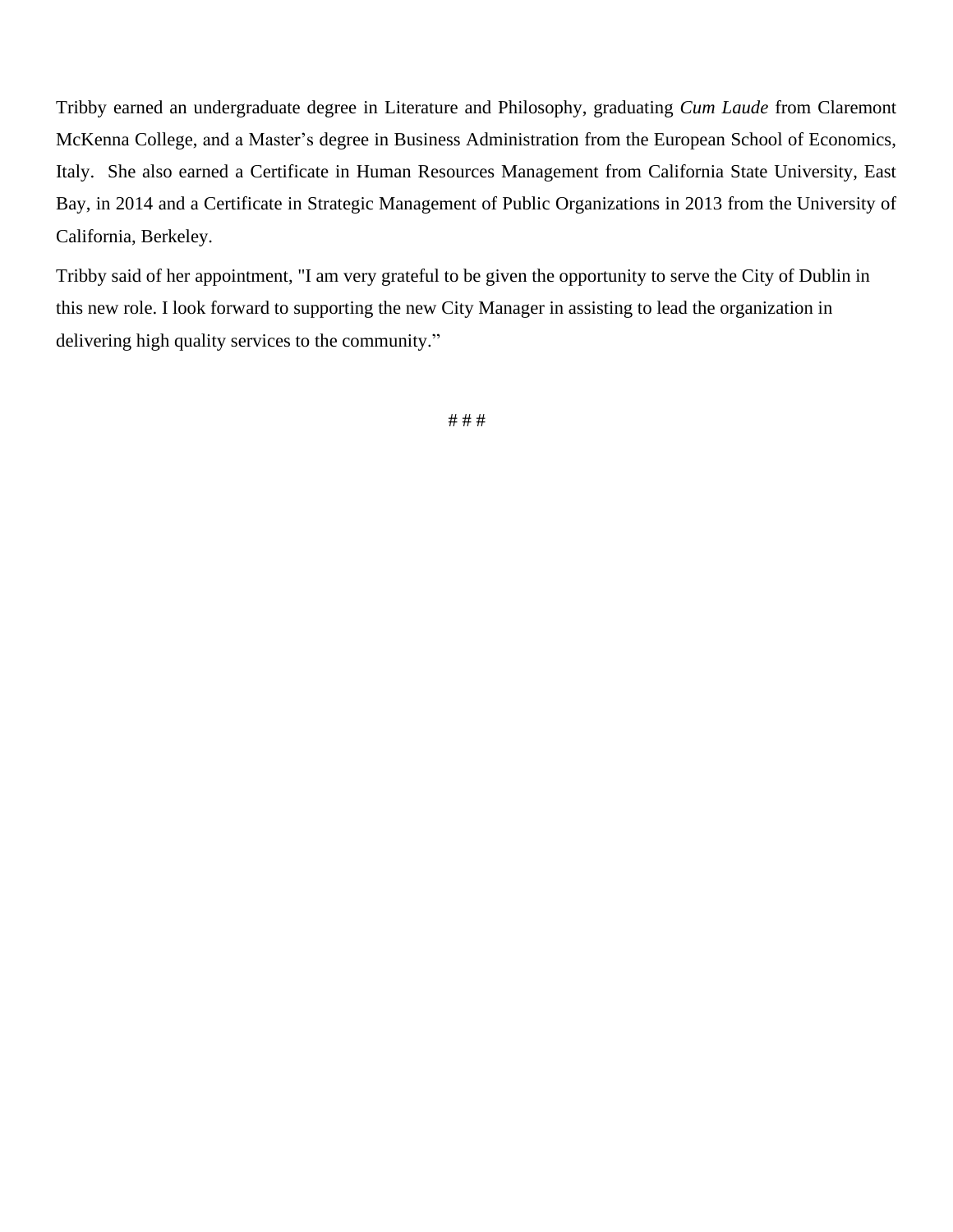Tribby earned an undergraduate degree in Literature and Philosophy, graduating *Cum Laude* from Claremont McKenna College, and a Master's degree in Business Administration from the European School of Economics, Italy. She also earned a Certificate in Human Resources Management from California State University, East Bay, in 2014 and a Certificate in Strategic Management of Public Organizations in 2013 from the University of California, Berkeley.

Tribby said of her appointment, "I am very grateful to be given the opportunity to serve the City of Dublin in this new role. I look forward to supporting the new City Manager in assisting to lead the organization in delivering high quality services to the community."

# # #